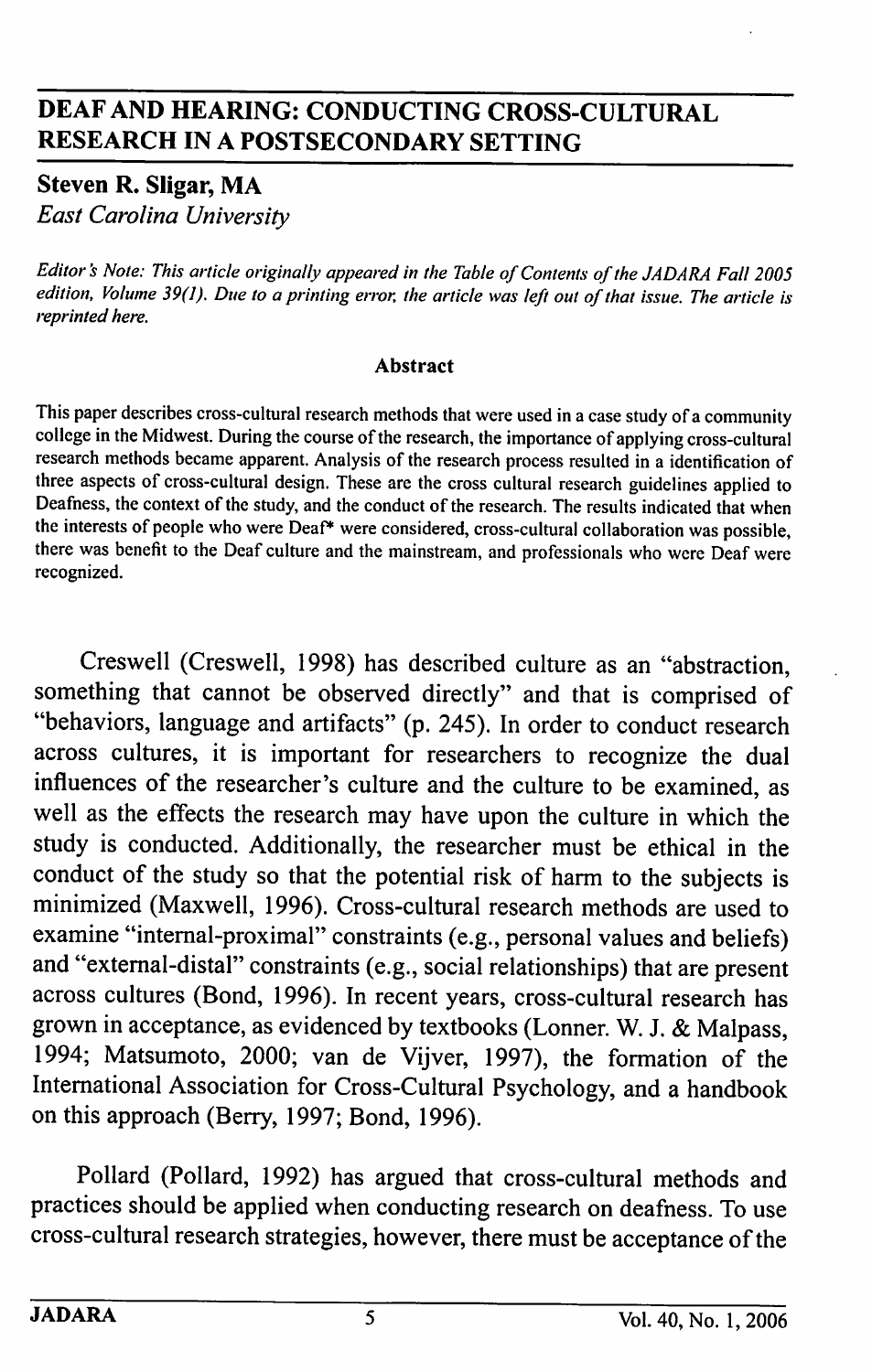# DEAF AND HEARING: CONDUCTING CROSS-CULTURAL RESEARCH IN A POSTSECONDARY SETTING

**Steven R. Sligar, MA**
*East Carolina University*

*Editor's Note: This article originally appeared in the Table of Contents of the JADARA Fall 2005 edition, Volume 39(1). Due to a printing error, the article was left out of that issue. The article is reprinted here.*

**Abstract**

This paper describes cross-cultural research methods that were used in a case study of a community college in the Midwest. During the course of the research, the importance of applying cross-cultural research methods became apparent. Analysis of the research process resulted in a identification of three aspects of cross-cultural design. These are the cross cultural research guidelines applied to Deafness, the context of the study, and the conduct of the research. The results indicated that when the interests of people who were Deaf* were considered, cross-cultural collaboration was possible, there was benefit to the Deaf culture and the mainstream, and professionals who were Deaf were recognized.

Creswell (Creswell, 1998) has described culture as an "abstraction, something that cannot be observed directly" and that is comprised of "behaviors, language and artifacts" (p. 245). In order to conduct research across cultures, it is important for researchers to recognize the dual influences of the researcher's culture and the culture to be examined, as well as the effects the research may have upon the culture in which the study is conducted. Additionally, the researcher must be ethical in the conduct of the study so that the potential risk of harm to the subjects is minimized (Maxwell, 1996). Cross-cultural research methods are used to examine "internal-proximal" constraints (e.g., personal values and beliefs) and "external-distal" constraints (e.g., social relationships) that are present across cultures (Bond, 1996). In recent years, cross-cultural research has grown in acceptance, as evidenced by textbooks (Lonner. W. J. & Malpass, 1994; Matsumoto, 2000; van de Vijver, 1997), the formation of the International Association for Cross-Cultural Psychology, and a handbook on this approach (Berry, 1997; Bond, 1996).

Pollard (Pollard, 1992) has argued that cross-cultural methods and practices should be applied when conducting research on deafness. To use cross-cultural research strategies, however, there must be acceptance of the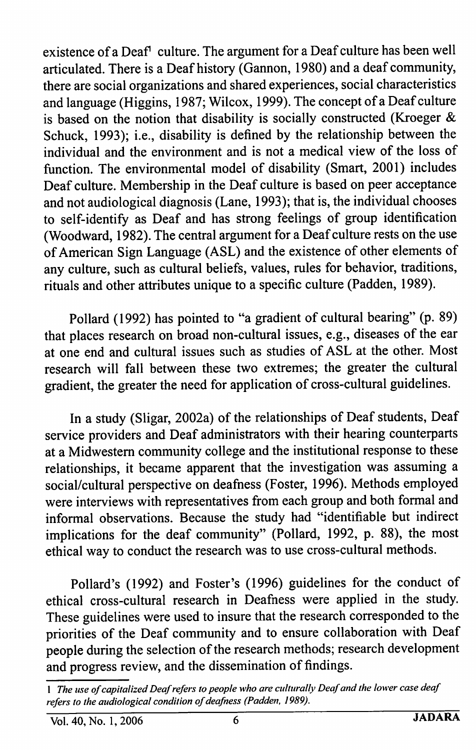existence of a Deaf[1] culture. The argument for a Deaf culture has been well articulated. There is a Deaf history (Gannon, 1980) and a deaf community, there are social organizations and shared experiences, social characteristics and language (Higgins, 1987; Wilcox, 1999). The concept of a Deaf culture is based on the notion that disability is socially constructed (Kroeger & Schuck, 1993); i.e., disability is defined by the relationship between the individual and the environment and is not a medical view of the loss of function. The environmental model of disability (Smart, 2001) includes Deaf culture. Membership in the Deaf culture is based on peer acceptance and not audiological diagnosis (Lane, 1993); that is, the individual chooses to self-identify as Deaf and has strong feelings of group identification (Woodward, 1982). The central argument for a Deaf culture rests on the use of American Sign Language (ASL) and the existence of other elements of any culture, such as cultural beliefs, values, rules for behavior, traditions, rituals and other attributes unique to a specific culture (Padden, 1989).

Pollard (1992) has pointed to "a gradient of cultural bearing" (p. 89) that places research on broad non-cultural issues, e.g., diseases of the ear at one end and cultural issues such as studies of ASL at the other. Most research will fall between these two extremes; the greater the cultural gradient, the greater the need for application of cross-cultural guidelines.

In a study (Sligar, 2002a) of the relationships of Deaf students, Deaf service providers and Deaf administrators with their hearing counterparts at a Midwestern community college and the institutional response to these relationships, it became apparent that the investigation was assuming a social/cultural perspective on deafness (Foster, 1996). Methods employed were interviews with representatives from each group and both formal and informal observations. Because the study had "identifiable but indirect implications for the deaf community" (Pollard, 1992, p. 88), the most ethical way to conduct the research was to use cross-cultural methods.

Pollard's (1992) and Foster's (1996) guidelines for the conduct of ethical cross-cultural research in Deafness were applied in the study. These guidelines were used to insure that the research corresponded to the priorities of the Deaf community and to ensure collaboration with Deaf people during the selection of the research methods; research development and progress review, and the dissemination of findings.

---

[1] *The use of capitalized Deaf refers to people who are culturally Deaf and the lower case deaf refers to the audiological condition of deafness (Padden, 1989).*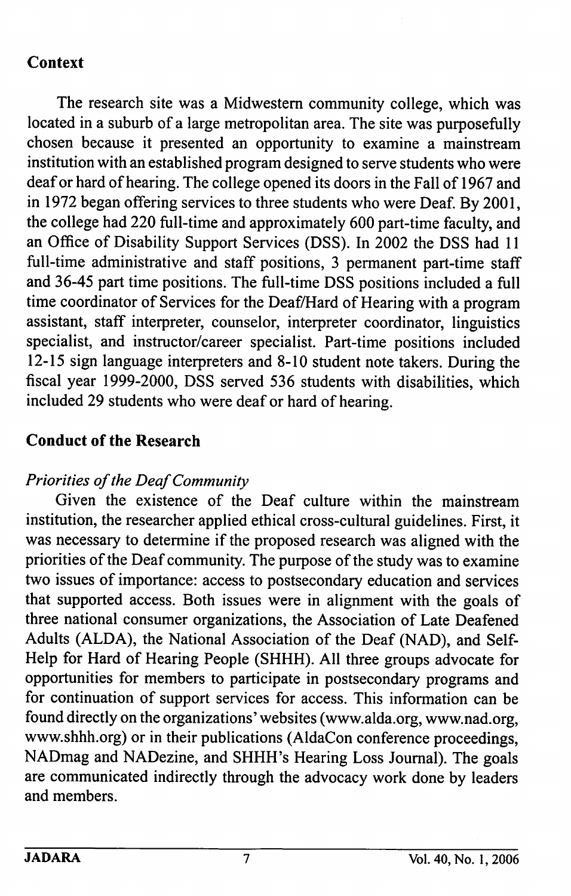## Context

The research site was a Midwestern community college, which was located in a suburb of a large metropolitan area. The site was purposefully chosen because it presented an opportunity to examine a mainstream institution with an established program designed to serve students who were deaf or hard of hearing. The college opened its doors in the Fall of 1967 and in 1972 began offering services to three students who were Deaf. By 2001, the college had 220 full-time and approximately 600 part-time faculty, and an Office of Disability Support Services (DSS). In 2002 the DSS had 11 full-time administrative and staff positions, 3 permanent part-time staff and 36-45 part time positions. The full-time DSS positions included a full time coordinator of Services for the Deaf/Hard of Hearing with a program assistant, staff interpreter, counselor, interpreter coordinator, linguistics specialist, and instructor/career specialist. Part-time positions included 12-15 sign language interpreters and 8-10 student note takers. During the fiscal year 1999-2000, DSS served 536 students with disabilities, which included 29 students who were deaf or hard of hearing.

## Conduct of the Research

### *Priorities of the Deaf Community*

Given the existence of the Deaf culture within the mainstream institution, the researcher applied ethical cross-cultural guidelines. First, it was necessary to determine if the proposed research was aligned with the priorities of the Deaf community. The purpose of the study was to examine two issues of importance: access to postsecondary education and services that supported access. Both issues were in alignment with the goals of three national consumer organizations, the Association of Late Deafened Adults (ALDA), the National Association of the Deaf (NAD), and Self-Help for Hard of Hearing People (SHHH). All three groups advocate for opportunities for members to participate in postsecondary programs and for continuation of support services for access. This information can be found directly on the organizations' websites (www.alda.org, www.nad.org, www.shhh.org) or in their publications (AldaCon conference proceedings, NADmag and NADezine, and SHHH's Hearing Loss Journal). The goals are communicated indirectly through the advocacy work done by leaders and members.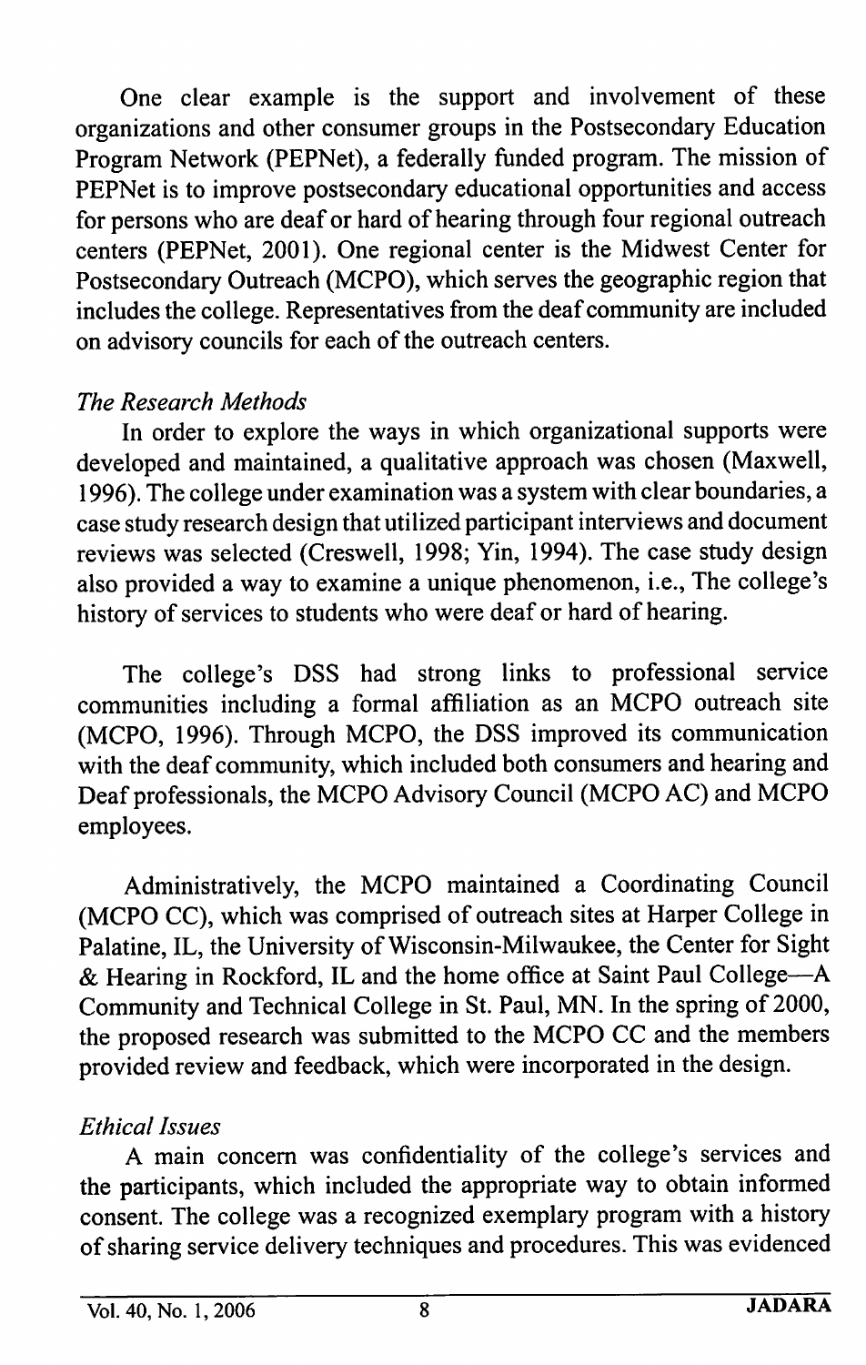One clear example is the support and involvement of these organizations and other consumer groups in the Postsecondary Education Program Network (PEPNet), a federally funded program. The mission of PEPNet is to improve postsecondary educational opportunities and access for persons who are deaf or hard of hearing through four regional outreach centers (PEPNet, 2001). One regional center is the Midwest Center for Postsecondary Outreach (MCPO), which serves the geographic region that includes the college. Representatives from the deaf community are included on advisory councils for each of the outreach centers.

### *The Research Methods*

In order to explore the ways in which organizational supports were developed and maintained, a qualitative approach was chosen (Maxwell, 1996). The college under examination was a system with clear boundaries, a case study research design that utilized participant interviews and document reviews was selected (Creswell, 1998; Yin, 1994). The case study design also provided a way to examine a unique phenomenon, i.e., The college's history of services to students who were deaf or hard of hearing.

The college's DSS had strong links to professional service communities including a formal affiliation as an MCPO outreach site (MCPO, 1996). Through MCPO, the DSS improved its communication with the deaf community, which included both consumers and hearing and Deaf professionals, the MCPO Advisory Council (MCPO AC) and MCPO employees.

Administratively, the MCPO maintained a Coordinating Council (MCPO CC), which was comprised of outreach sites at Harper College in Palatine, IL, the University of Wisconsin-Milwaukee, the Center for Sight & Hearing in Rockford, IL and the home office at Saint Paul College—A Community and Technical College in St. Paul, MN. In the spring of 2000, the proposed research was submitted to the MCPO CC and the members provided review and feedback, which were incorporated in the design.

### *Ethical Issues*

A main concern was confidentiality of the college's services and the participants, which included the appropriate way to obtain informed consent. The college was a recognized exemplary program with a history of sharing service delivery techniques and procedures. This was evidenced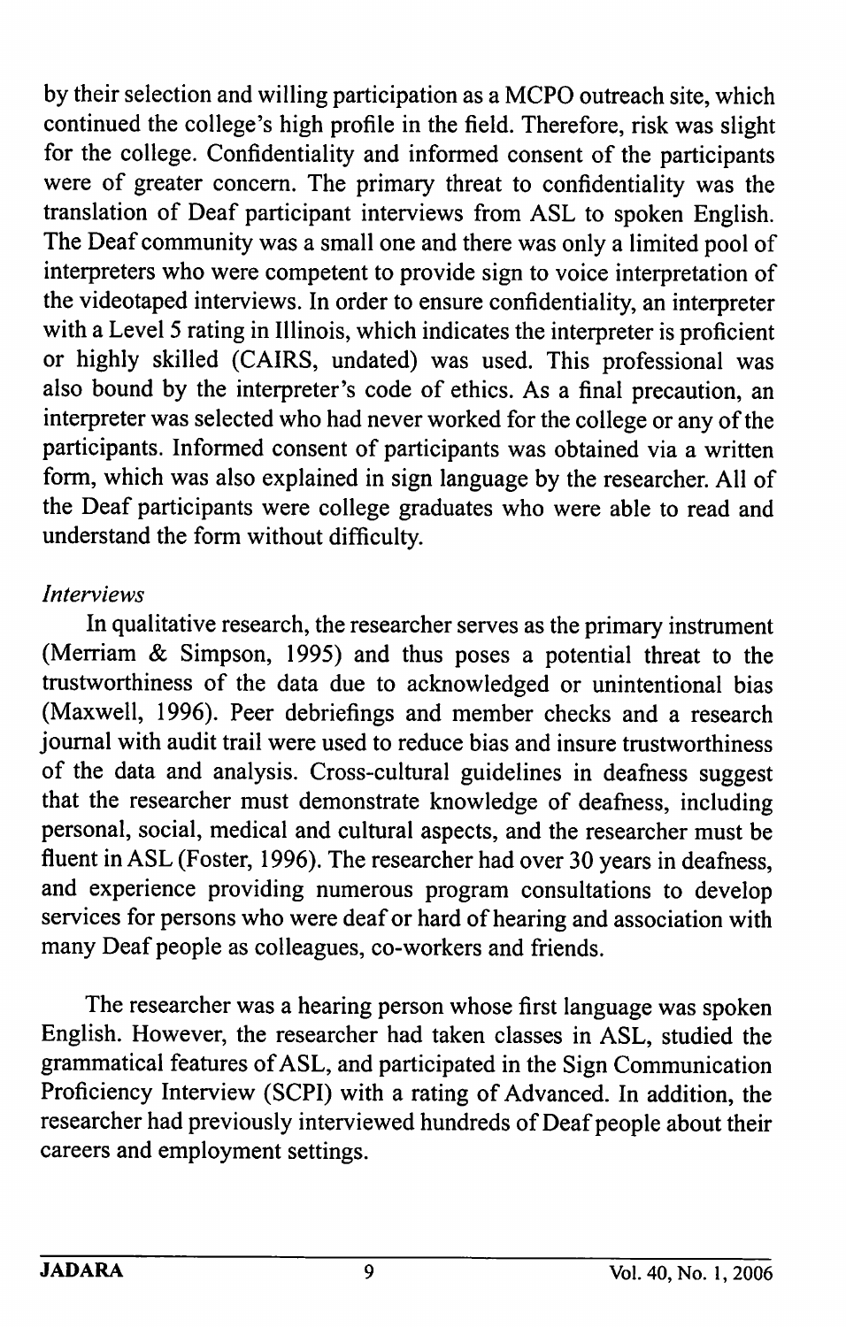by their selection and willing participation as a MCPO outreach site, which continued the college's high profile in the field. Therefore, risk was slight for the college. Confidentiality and informed consent of the participants were of greater concern. The primary threat to confidentiality was the translation of Deaf participant interviews from ASL to spoken English. The Deaf community was a small one and there was only a limited pool of interpreters who were competent to provide sign to voice interpretation of the videotaped interviews. In order to ensure confidentiality, an interpreter with a Level 5 rating in Illinois, which indicates the interpreter is proficient or highly skilled (CAIRS, undated) was used. This professional was also bound by the interpreter's code of ethics. As a final precaution, an interpreter was selected who had never worked for the college or any of the participants. Informed consent of participants was obtained via a written form, which was also explained in sign language by the researcher. All of the Deaf participants were college graduates who were able to read and understand the form without difficulty.

*Interviews*

In qualitative research, the researcher serves as the primary instrument (Merriam & Simpson, 1995) and thus poses a potential threat to the trustworthiness of the data due to acknowledged or unintentional bias (Maxwell, 1996). Peer debriefings and member checks and a research journal with audit trail were used to reduce bias and insure trustworthiness of the data and analysis. Cross-cultural guidelines in deafness suggest that the researcher must demonstrate knowledge of deafness, including personal, social, medical and cultural aspects, and the researcher must be fluent in ASL (Foster, 1996). The researcher had over 30 years in deafness, and experience providing numerous program consultations to develop services for persons who were deaf or hard of hearing and association with many Deaf people as colleagues, co-workers and friends.

The researcher was a hearing person whose first language was spoken English. However, the researcher had taken classes in ASL, studied the grammatical features of ASL, and participated in the Sign Communication Proficiency Interview (SCPI) with a rating of Advanced. In addition, the researcher had previously interviewed hundreds of Deaf people about their careers and employment settings.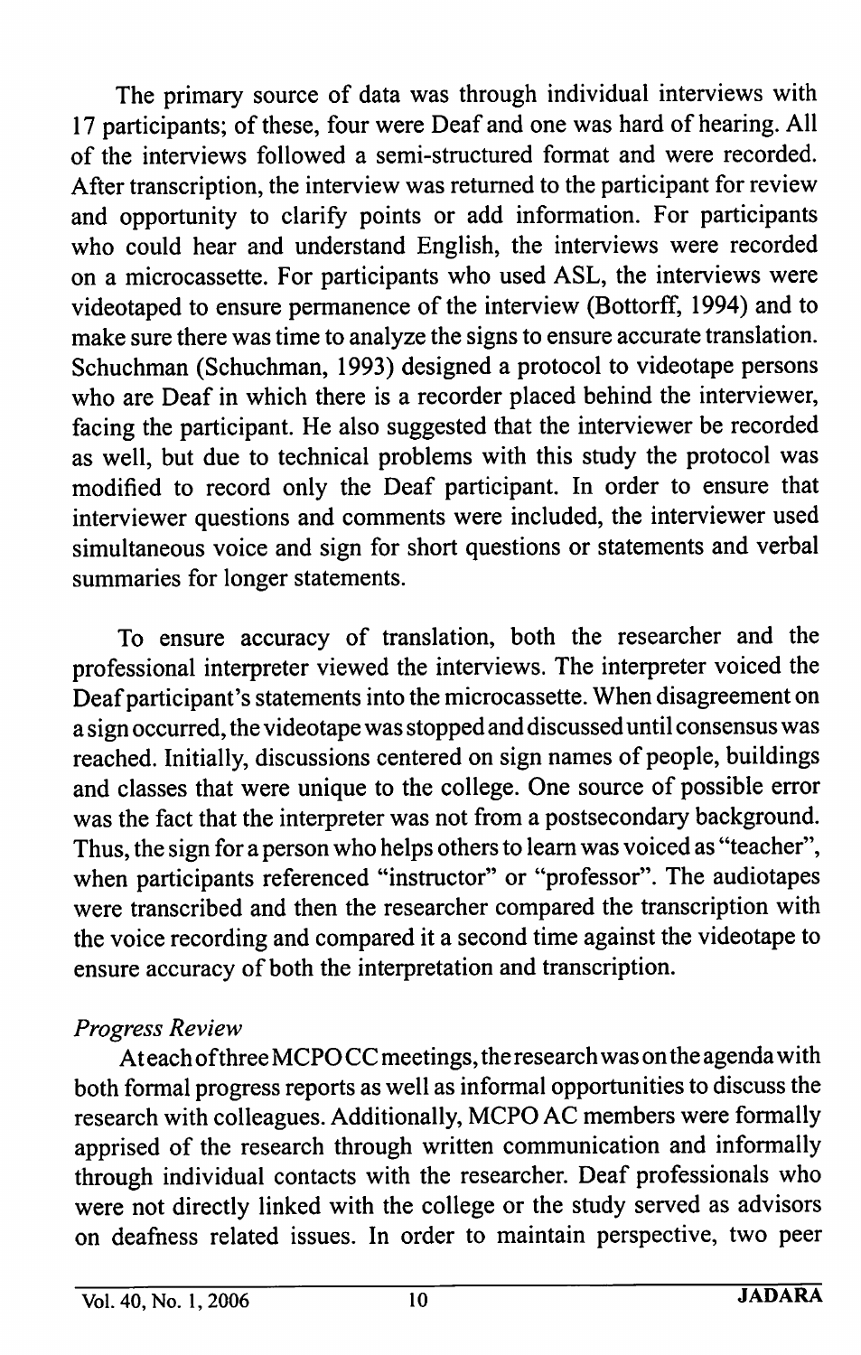The primary source of data was through individual interviews with 17 participants; of these, four were Deaf and one was hard of hearing. All of the interviews followed a semi-structured format and were recorded. After transcription, the interview was returned to the participant for review and opportunity to clarify points or add information. For participants who could hear and understand English, the interviews were recorded on a microcassette. For participants who used ASL, the interviews were videotaped to ensure permanence of the interview (Bottorff, 1994) and to make sure there was time to analyze the signs to ensure accurate translation. Schuchman (Schuchman, 1993) designed a protocol to videotape persons who are Deaf in which there is a recorder placed behind the interviewer, facing the participant. He also suggested that the interviewer be recorded as well, but due to technical problems with this study the protocol was modified to record only the Deaf participant. In order to ensure that interviewer questions and comments were included, the interviewer used simultaneous voice and sign for short questions or statements and verbal summaries for longer statements.

To ensure accuracy of translation, both the researcher and the professional interpreter viewed the interviews. The interpreter voiced the Deaf participant's statements into the microcassette. When disagreement on a sign occurred, the videotape was stopped and discussed until consensus was reached. Initially, discussions centered on sign names of people, buildings and classes that were unique to the college. One source of possible error was the fact that the interpreter was not from a postsecondary background. Thus, the sign for a person who helps others to learn was voiced as "teacher", when participants referenced "instructor" or "professor". The audiotapes were transcribed and then the researcher compared the transcription with the voice recording and compared it a second time against the videotape to ensure accuracy of both the interpretation and transcription.

*Progress Review*

At each of three MCPO CC meetings, the research was on the agenda with both formal progress reports as well as informal opportunities to discuss the research with colleagues. Additionally, MCPO AC members were formally apprised of the research through written communication and informally through individual contacts with the researcher. Deaf professionals who were not directly linked with the college or the study served as advisors on deafness related issues. In order to maintain perspective, two peer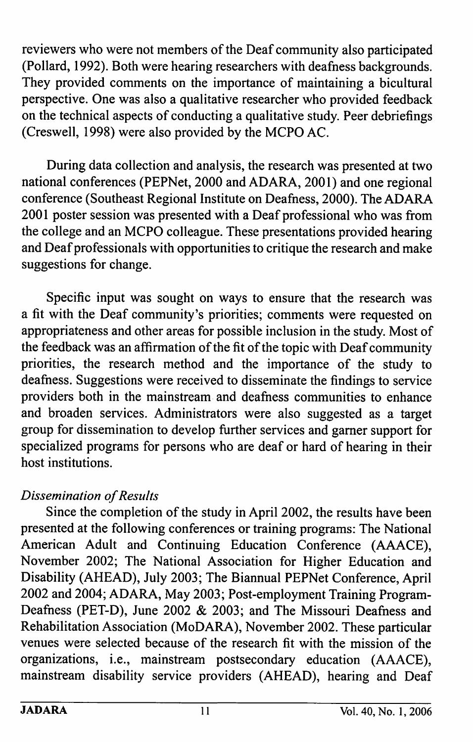reviewers who were not members of the Deaf community also participated (Pollard, 1992). Both were hearing researchers with deafness backgrounds. They provided comments on the importance of maintaining a bicultural perspective. One was also a qualitative researcher who provided feedback on the technical aspects of conducting a qualitative study. Peer debriefings (Creswell, 1998) were also provided by the MCPO AC.

During data collection and analysis, the research was presented at two national conferences (PEPNet, 2000 and ADARA, 2001) and one regional conference (Southeast Regional Institute on Deafness, 2000). The ADARA 2001 poster session was presented with a Deaf professional who was from the college and an MCPO colleague. These presentations provided hearing and Deaf professionals with opportunities to critique the research and make suggestions for change.

Specific input was sought on ways to ensure that the research was a fit with the Deaf community's priorities; comments were requested on appropriateness and other areas for possible inclusion in the study. Most of the feedback was an affirmation of the fit of the topic with Deaf community priorities, the research method and the importance of the study to deafness. Suggestions were received to disseminate the findings to service providers both in the mainstream and deafness communities to enhance and broaden services. Administrators were also suggested as a target group for dissemination to develop further services and garner support for specialized programs for persons who are deaf or hard of hearing in their host institutions.

*Dissemination of Results*

Since the completion of the study in April 2002, the results have been presented at the following conferences or training programs: The National American Adult and Continuing Education Conference (AAACE), November 2002; The National Association for Higher Education and Disability (AHEAD), July 2003; The Biannual PEPNet Conference, April 2002 and 2004; ADARA, May 2003; Post-employment Training Program-Deafness (PET-D), June 2002 & 2003; and The Missouri Deafness and Rehabilitation Association (MoDARA), November 2002. These particular venues were selected because of the research fit with the mission of the organizations, i.e., mainstream postsecondary education (AAACE), mainstream disability service providers (AHEAD), hearing and Deaf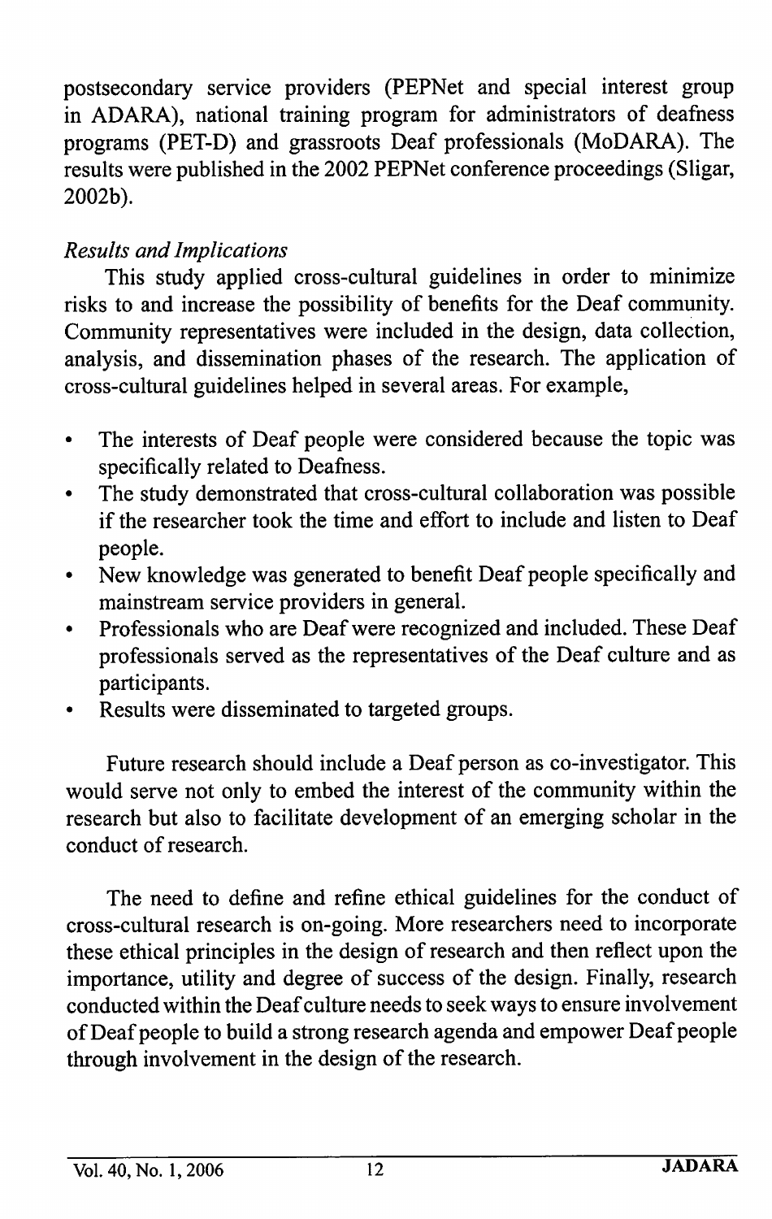postsecondary service providers (PEPNet and special interest group in ADARA), national training program for administrators of deafness programs (PET-D) and grassroots Deaf professionals (MoDARA). The results were published in the 2002 PEPNet conference proceedings (Sligar, 2002b).

*Results and Implications*

This study applied cross-cultural guidelines in order to minimize risks to and increase the possibility of benefits for the Deaf community. Community representatives were included in the design, data collection, analysis, and dissemination phases of the research. The application of cross-cultural guidelines helped in several areas. For example,

- The interests of Deaf people were considered because the topic was specifically related to Deafness.
- The study demonstrated that cross-cultural collaboration was possible if the researcher took the time and effort to include and listen to Deaf people.
- New knowledge was generated to benefit Deaf people specifically and mainstream service providers in general.
- Professionals who are Deaf were recognized and included. These Deaf professionals served as the representatives of the Deaf culture and as participants.
- Results were disseminated to targeted groups.

Future research should include a Deaf person as co-investigator. This would serve not only to embed the interest of the community within the research but also to facilitate development of an emerging scholar in the conduct of research.

The need to define and refine ethical guidelines for the conduct of cross-cultural research is on-going. More researchers need to incorporate these ethical principles in the design of research and then reflect upon the importance, utility and degree of success of the design. Finally, research conducted within the Deaf culture needs to seek ways to ensure involvement of Deaf people to build a strong research agenda and empower Deaf people through involvement in the design of the research.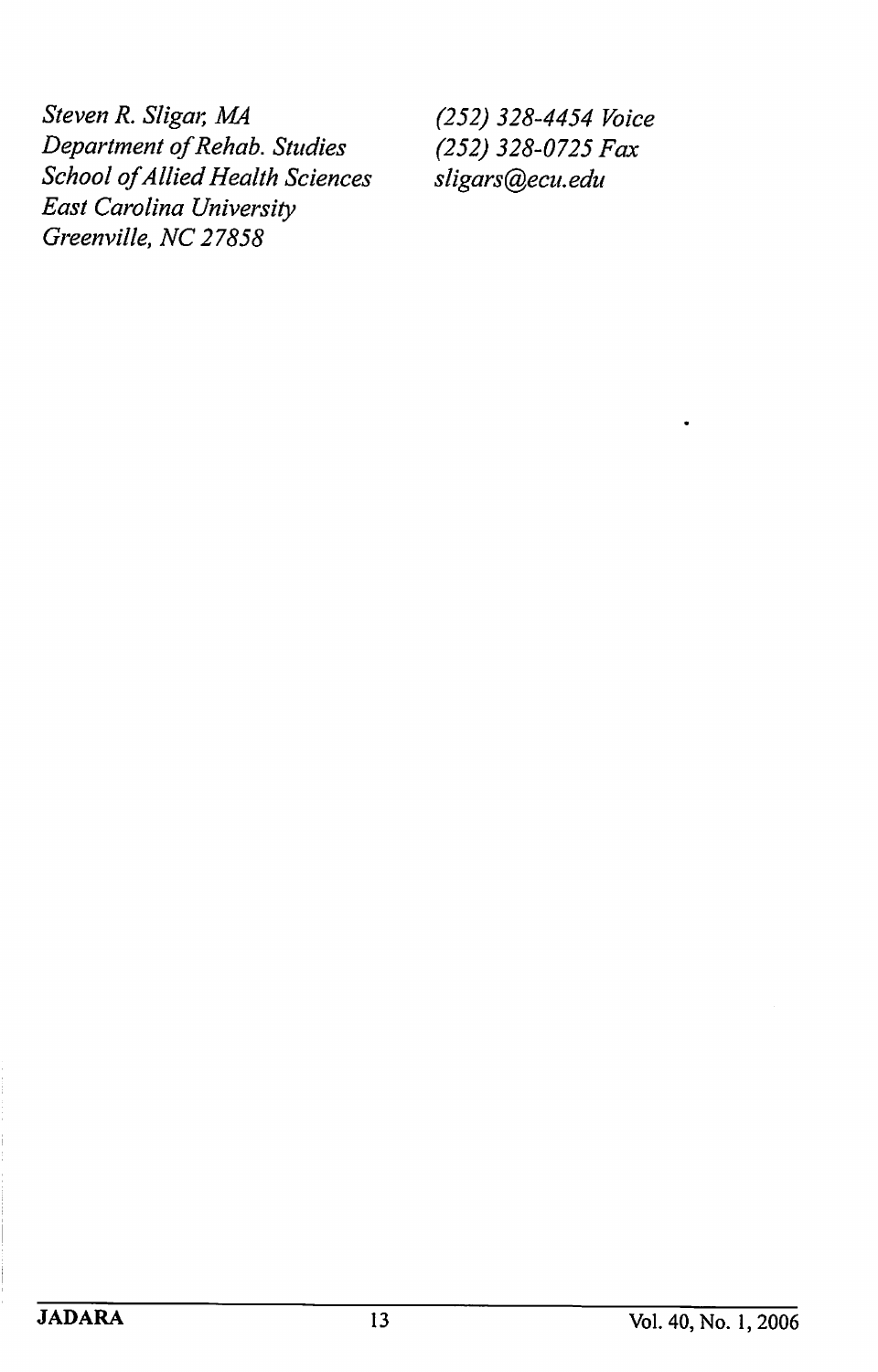*Steven R. Sligar, MA*
*Department of Rehab. Studies*
*School of Allied Health Sciences*
*East Carolina University*
*Greenville, NC 27858*

*(252) 328-4454 Voice*
*(252) 328-0725 Fax*
*sligars@ecu.edu*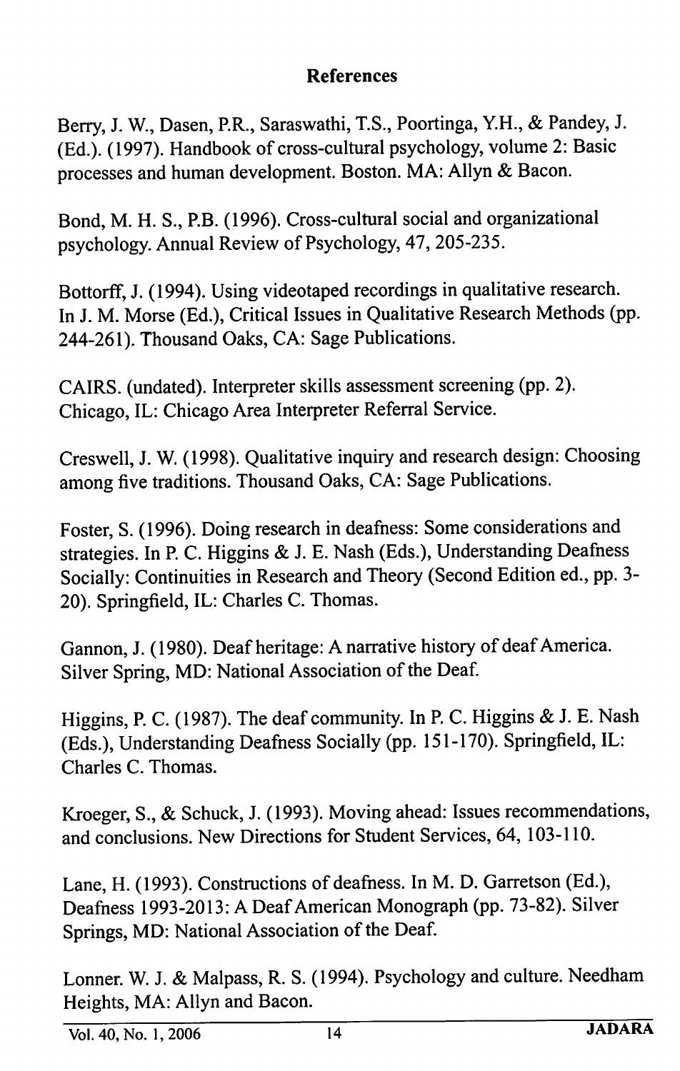## References

Berry, J. W., Dasen, P.R., Saraswathi, T.S., Poortinga, Y.H., & Pandey, J. (Ed.). (1997). Handbook of cross-cultural psychology, volume 2: Basic processes and human development. Boston. MA: Allyn & Bacon.

Bond, M. H. S., P.B. (1996). Cross-cultural social and organizational psychology. Annual Review of Psychology, 47, 205-235.

Bottorff, J. (1994). Using videotaped recordings in qualitative research. In J. M. Morse (Ed.), Critical Issues in Qualitative Research Methods (pp. 244-261). Thousand Oaks, CA: Sage Publications.

CAIRS. (undated). Interpreter skills assessment screening (pp. 2). Chicago, IL: Chicago Area Interpreter Referral Service.

Creswell, J. W. (1998). Qualitative inquiry and research design: Choosing among five traditions. Thousand Oaks, CA: Sage Publications.

Foster, S. (1996). Doing research in deafness: Some considerations and strategies. In P. C. Higgins & J. E. Nash (Eds.), Understanding Deafness Socially: Continuities in Research and Theory (Second Edition ed., pp. 3-20). Springfield, IL: Charles C. Thomas.

Gannon, J. (1980). Deaf heritage: A narrative history of deaf America. Silver Spring, MD: National Association of the Deaf.

Higgins, P. C. (1987). The deaf community. In P. C. Higgins & J. E. Nash (Eds.), Understanding Deafness Socially (pp. 151-170). Springfield, IL: Charles C. Thomas.

Kroeger, S., & Schuck, J. (1993). Moving ahead: Issues recommendations, and conclusions. New Directions for Student Services, 64, 103-110.

Lane, H. (1993). Constructions of deafness. In M. D. Garretson (Ed.), Deafness 1993-2013: A Deaf American Monograph (pp. 73-82). Silver Springs, MD: National Association of the Deaf.

Lonner. W. J. & Malpass, R. S. (1994). Psychology and culture. Needham Heights, MA: Allyn and Bacon.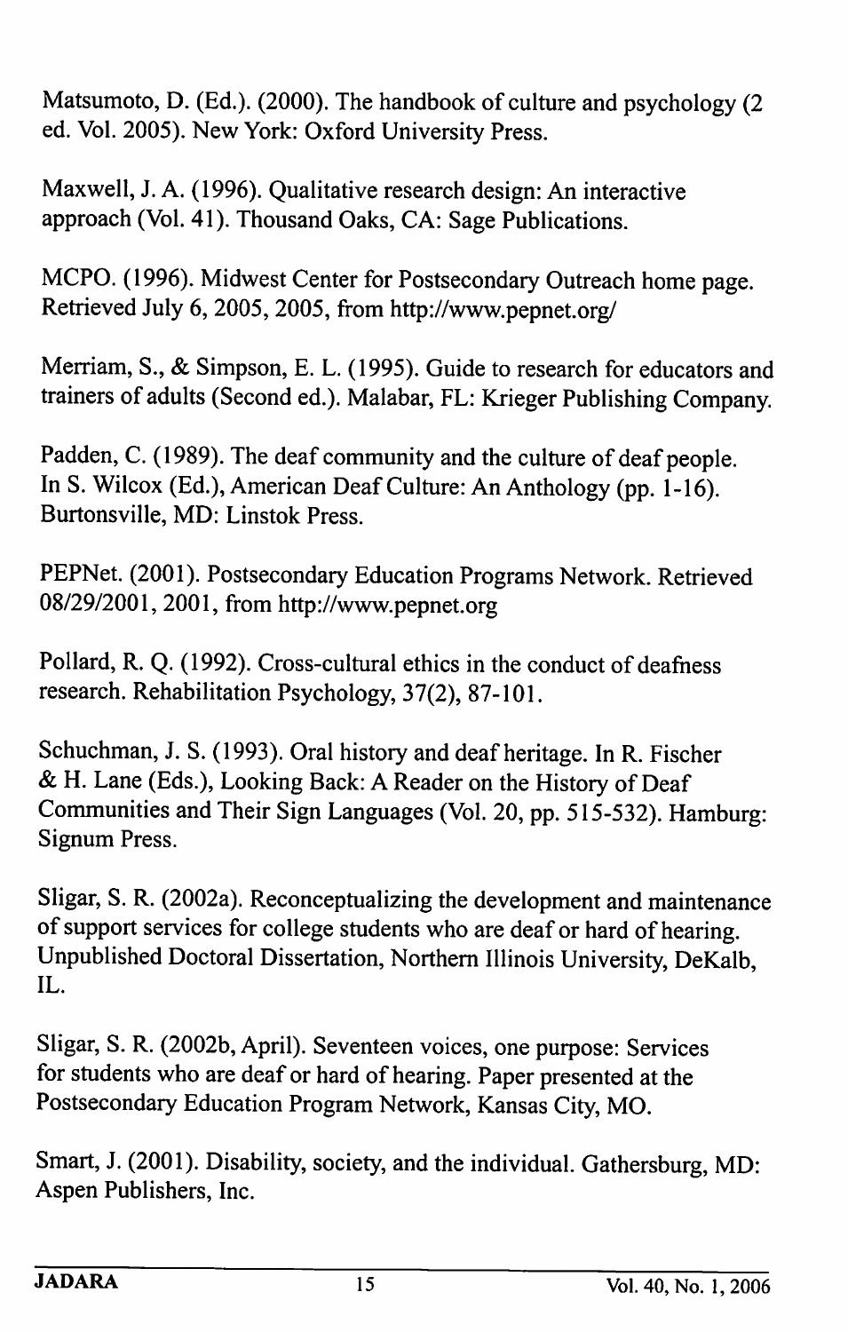Matsumoto, D. (Ed.). (2000). The handbook of culture and psychology (2 ed. Vol. 2005). New York: Oxford University Press.

Maxwell, J. A. (1996). Qualitative research design: An interactive approach (Vol. 41). Thousand Oaks, CA: Sage Publications.

MCPO. (1996). Midwest Center for Postsecondary Outreach home page. Retrieved July 6, 2005, 2005, from http://www.pepnet.org/

Merriam, S., & Simpson, E. L. (1995). Guide to research for educators and trainers of adults (Second ed.). Malabar, FL: Krieger Publishing Company.

Padden, C. (1989). The deaf community and the culture of deaf people. In S. Wilcox (Ed.), American Deaf Culture: An Anthology (pp. 1-16). Burtonsville, MD: Linstok Press.

PEPNet. (2001). Postsecondary Education Programs Network. Retrieved 08/29/2001, 2001, from http://www.pepnet.org

Pollard, R. Q. (1992). Cross-cultural ethics in the conduct of deafness research. Rehabilitation Psychology, 37(2), 87-101.

Schuchman, J. S. (1993). Oral history and deaf heritage. In R. Fischer & H. Lane (Eds.), Looking Back: A Reader on the History of Deaf Communities and Their Sign Languages (Vol. 20, pp. 515-532). Hamburg: Signum Press.

Sligar, S. R. (2002a). Reconceptualizing the development and maintenance of support services for college students who are deaf or hard of hearing. Unpublished Doctoral Dissertation, Northern Illinois University, DeKalb, IL.

Sligar, S. R. (2002b, April). Seventeen voices, one purpose: Services for students who are deaf or hard of hearing. Paper presented at the Postsecondary Education Program Network, Kansas City, MO.

Smart, J. (2001). Disability, society, and the individual. Gathersburg, MD: Aspen Publishers, Inc.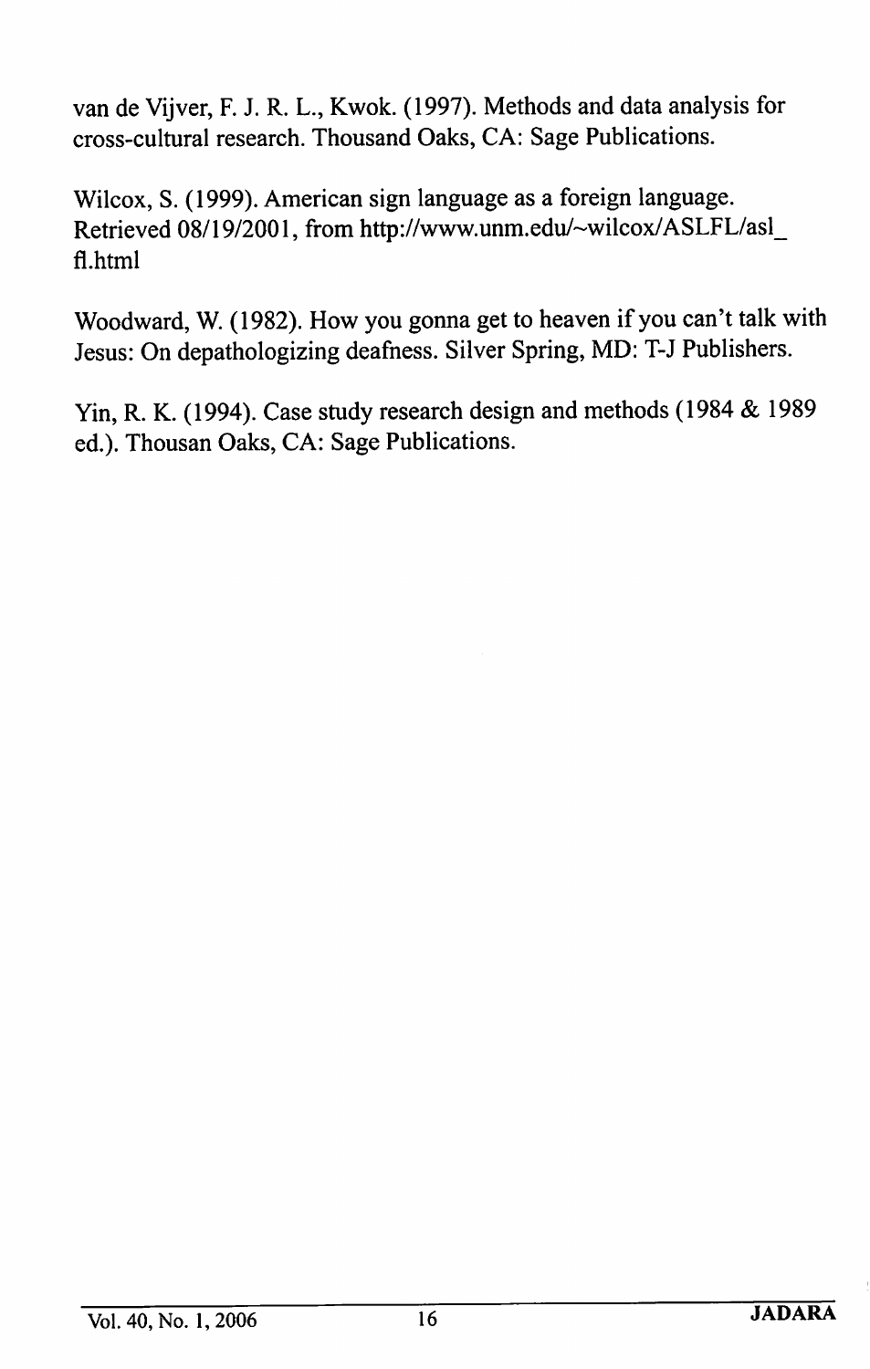van de Vijver, F. J. R. L., Kwok. (1997). Methods and data analysis for cross-cultural research. Thousand Oaks, CA: Sage Publications.

Wilcox, S. (1999). American sign language as a foreign language. Retrieved 08/19/2001, from http://www.unm.edu/~wilcox/ASLFL/asl_fl.html

Woodward, W. (1982). How you gonna get to heaven if you can't talk with Jesus: On depathologizing deafness. Silver Spring, MD: T-J Publishers.

Yin, R. K. (1994). Case study research design and methods (1984 & 1989 ed.). Thousan Oaks, CA: Sage Publications.